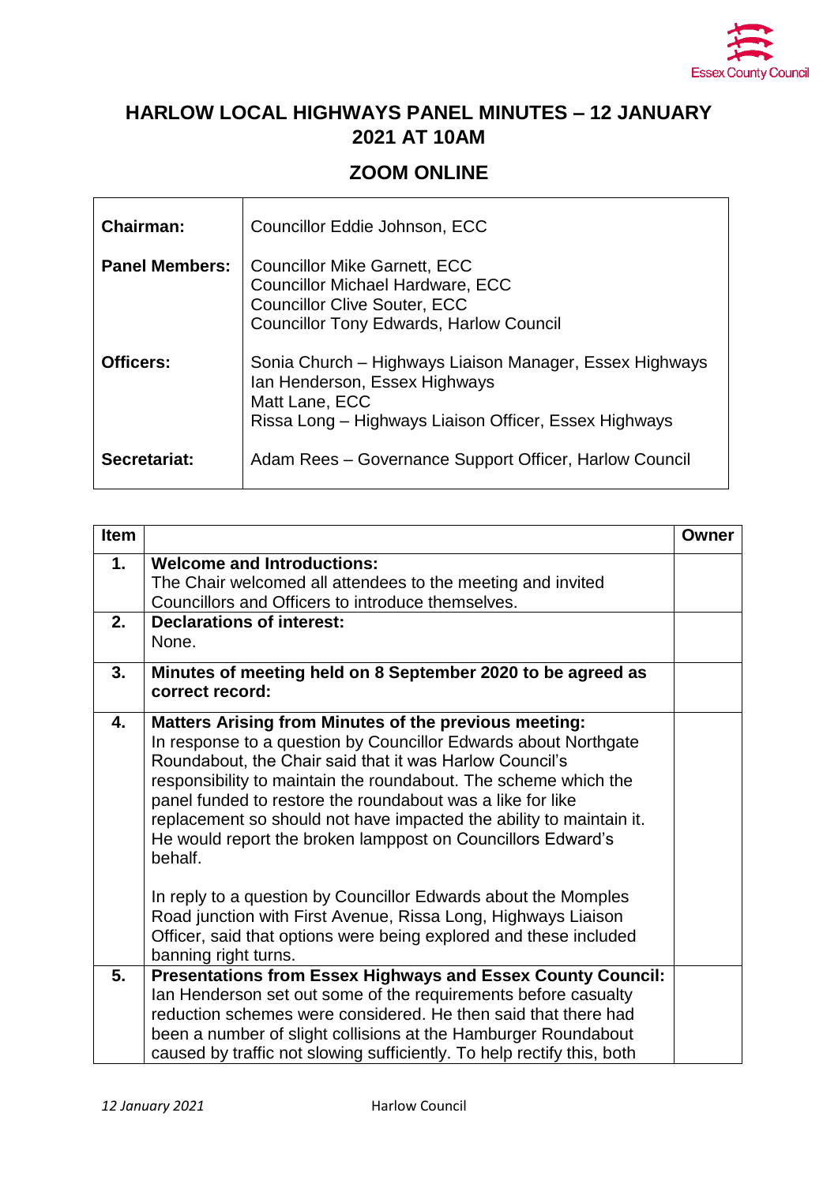# HARLOW LOCAL HIGHWAYS PANEL MINUTES – 12 JANUARY 2021 AT 10AM

## ZOOM ONLINE

| | |
|---|---|
| **Chairman:** | Councillor Eddie Johnson, ECC |
| **Panel Members:** | Councillor Mike Garnett, ECC<br>Councillor Michael Hardware, ECC<br>Councillor Clive Souter, ECC<br>Councillor Tony Edwards, Harlow Council |
| **Officers:** | Sonia Church – Highways Liaison Manager, Essex Highways<br>Ian Henderson, Essex Highways<br>Matt Lane, ECC<br>Rissa Long – Highways Liaison Officer, Essex Highways |
| **Secretariat:** | Adam Rees – Governance Support Officer, Harlow Council |

| Item | | Owner |
|---|---|---|
| **1.** | **Welcome and Introductions:**<br>The Chair welcomed all attendees to the meeting and invited Councillors and Officers to introduce themselves. | |
| **2.** | **Declarations of interest:**<br>None. | |
| **3.** | **Minutes of meeting held on 8 September 2020 to be agreed as correct record:** | |
| **4.** | **Matters Arising from Minutes of the previous meeting:**<br>In response to a question by Councillor Edwards about Northgate Roundabout, the Chair said that it was Harlow Council's responsibility to maintain the roundabout. The scheme which the panel funded to restore the roundabout was a like for like replacement so should not have impacted the ability to maintain it. He would report the broken lamppost on Councillors Edward's behalf.<br><br>In reply to a question by Councillor Edwards about the Momples Road junction with First Avenue, Rissa Long, Highways Liaison Officer, said that options were being explored and these included banning right turns. | |
| **5.** | **Presentations from Essex Highways and Essex County Council:**<br>Ian Henderson set out some of the requirements before casualty reduction schemes were considered. He then said that there had been a number of slight collisions at the Hamburger Roundabout caused by traffic not slowing sufficiently. To help rectify this, both | |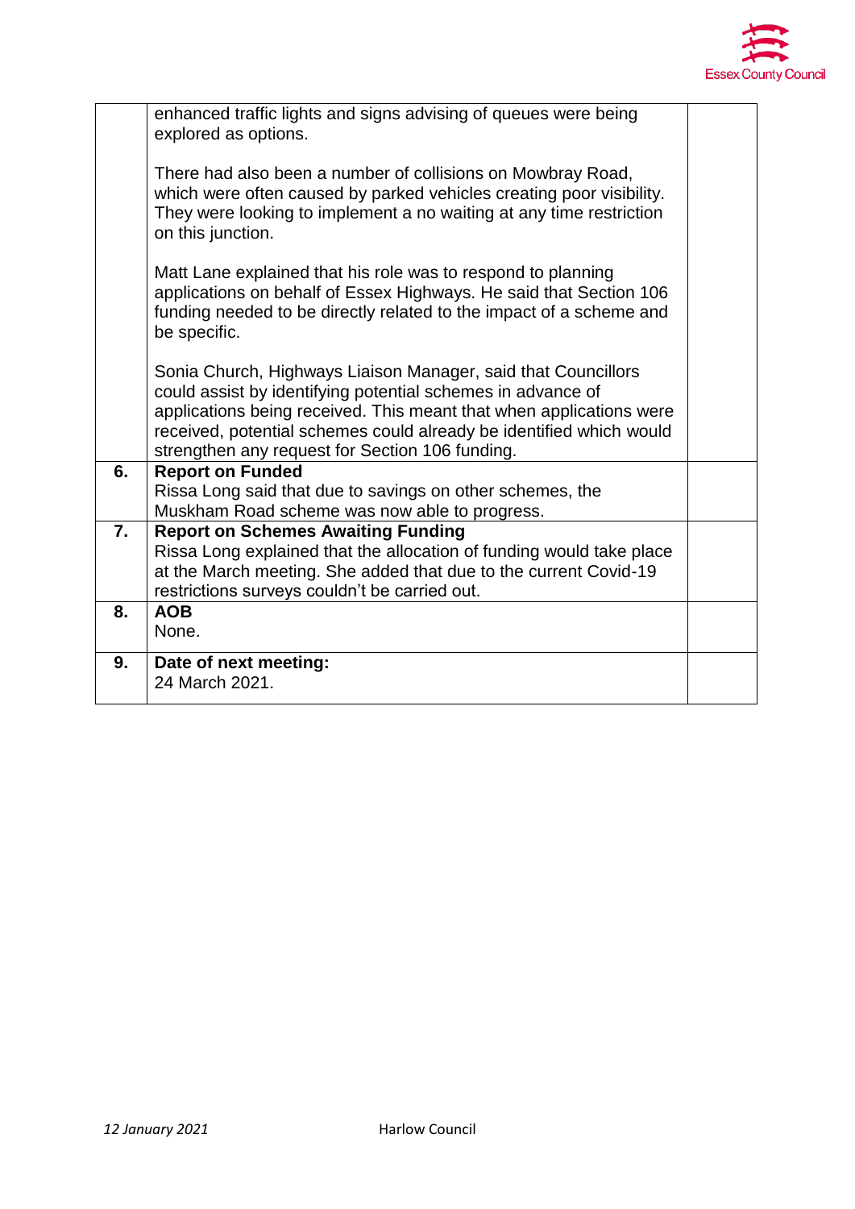| | | |
|---|---|---|
| | enhanced traffic lights and signs advising of queues were being explored as options.<br><br>There had also been a number of collisions on Mowbray Road, which were often caused by parked vehicles creating poor visibility. They were looking to implement a no waiting at any time restriction on this junction.<br><br>Matt Lane explained that his role was to respond to planning applications on behalf of Essex Highways. He said that Section 106 funding needed to be directly related to the impact of a scheme and be specific.<br><br>Sonia Church, Highways Liaison Manager, said that Councillors could assist by identifying potential schemes in advance of applications being received. This meant that when applications were received, potential schemes could already be identified which would strengthen any request for Section 106 funding. | |
| **6.** | **Report on Funded**<br>Rissa Long said that due to savings on other schemes, the Muskham Road scheme was now able to progress. | |
| **7.** | **Report on Schemes Awaiting Funding**<br>Rissa Long explained that the allocation of funding would take place at the March meeting. She added that due to the current Covid-19 restrictions surveys couldn't be carried out. | |
| **8.** | **AOB**<br>None. | |
| **9.** | **Date of next meeting:**<br>24 March 2021. | |